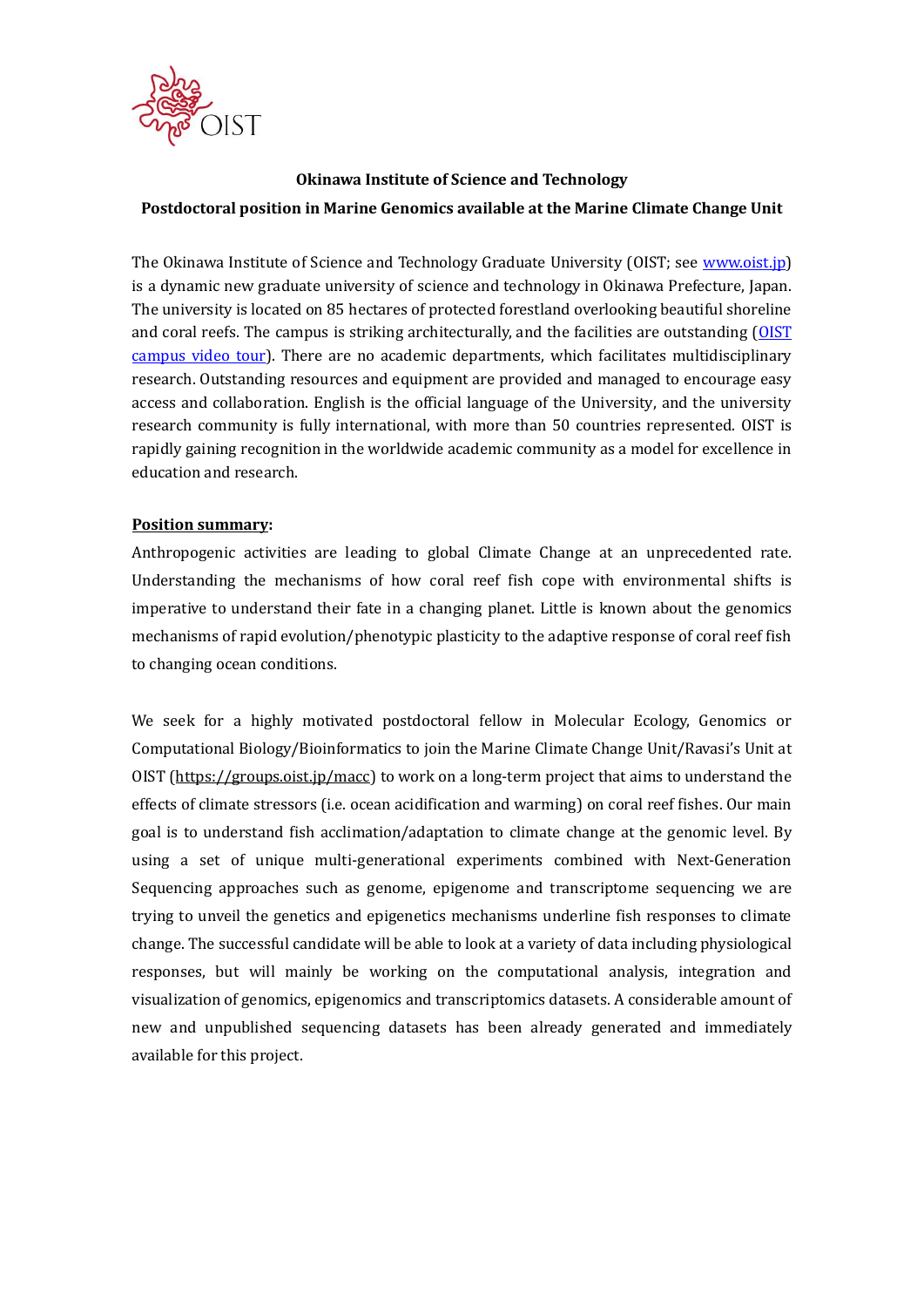**Okinawa Institute of Science and Technology**

**Postdoctoral position in Marine Genomics available at the Marine Climate Change Unit**

The Okinawa Institute of Science and Technology Graduate University (OIST; see www.oist.jp) is a dynamic new graduate university of science and technology in Okinawa Prefecture, Japan. The university is located on 85 hectares of protected forestland overlooking beautiful shoreline and coral reefs. The campus is striking architecturally, and the facilities are outstanding (OIST campus video tour). There are no academic departments, which facilitates multidisciplinary research. Outstanding resources and equipment are provided and managed to encourage easy access and collaboration. English is the official language of the University, and the university research community is fully international, with more than 50 countries represented. OIST is rapidly gaining recognition in the worldwide academic community as a model for excellence in education and research.

**Position summary:**

Anthropogenic activities are leading to global Climate Change at an unprecedented rate. Understanding the mechanisms of how coral reef fish cope with environmental shifts is imperative to understand their fate in a changing planet. Little is known about the genomics mechanisms of rapid evolution/phenotypic plasticity to the adaptive response of coral reef fish to changing ocean conditions.

We seek for a highly motivated postdoctoral fellow in Molecular Ecology, Genomics or Computational Biology/Bioinformatics to join the Marine Climate Change Unit/Ravasi's Unit at OIST (https://groups.oist.jp/macc) to work on a long-term project that aims to understand the effects of climate stressors (i.e. ocean acidification and warming) on coral reef fishes. Our main goal is to understand fish acclimation/adaptation to climate change at the genomic level. By using a set of unique multi-generational experiments combined with Next-Generation Sequencing approaches such as genome, epigenome and transcriptome sequencing we are trying to unveil the genetics and epigenetics mechanisms underline fish responses to climate change. The successful candidate will be able to look at a variety of data including physiological responses, but will mainly be working on the computational analysis, integration and visualization of genomics, epigenomics and transcriptomics datasets. A considerable amount of new and unpublished sequencing datasets has been already generated and immediately available for this project.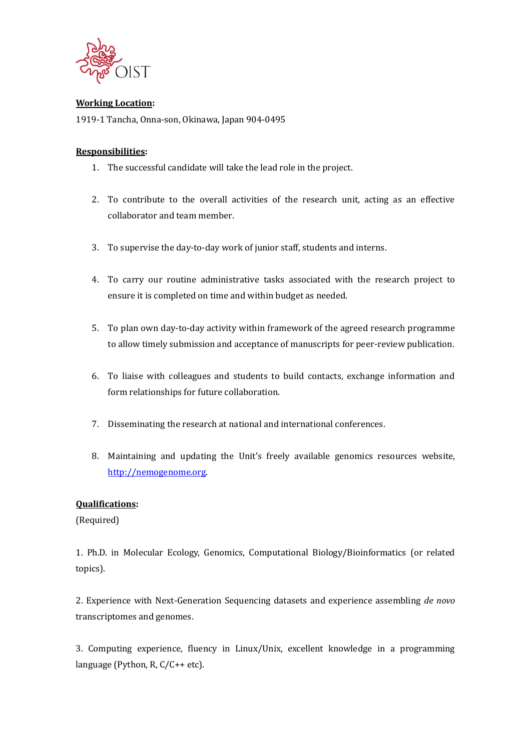**Working Location:**

1919-1 Tancha, Onna-son, Okinawa, Japan 904-0495

**Responsibilities:**

1. The successful candidate will take the lead role in the project.
2. To contribute to the overall activities of the research unit, acting as an effective collaborator and team member.
3. To supervise the day-to-day work of junior staff, students and interns.
4. To carry our routine administrative tasks associated with the research project to ensure it is completed on time and within budget as needed.
5. To plan own day-to-day activity within framework of the agreed research programme to allow timely submission and acceptance of manuscripts for peer-review publication.
6. To liaise with colleagues and students to build contacts, exchange information and form relationships for future collaboration.
7. Disseminating the research at national and international conferences.
8. Maintaining and updating the Unit's freely available genomics resources website, http://nemogenome.org.

**Qualifications:**

(Required)

1. Ph.D. in Molecular Ecology, Genomics, Computational Biology/Bioinformatics (or related topics).

2. Experience with Next-Generation Sequencing datasets and experience assembling *de novo* transcriptomes and genomes.

3. Computing experience, fluency in Linux/Unix, excellent knowledge in a programming language (Python, R, C/C++ etc).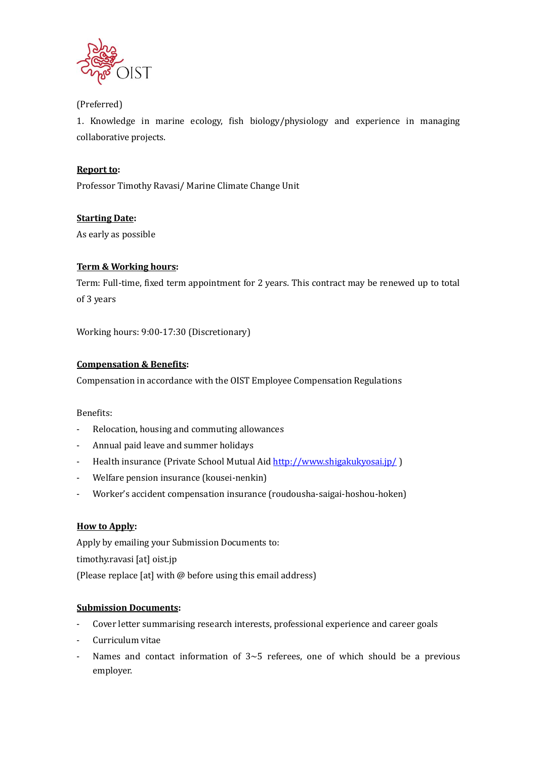(Preferred)

1. Knowledge in marine ecology, fish biology/physiology and experience in managing collaborative projects.

**Report to:**

Professor Timothy Ravasi/ Marine Climate Change Unit

**Starting Date:**

As early as possible

**Term & Working hours:**

Term: Full-time, fixed term appointment for 2 years. This contract may be renewed up to total of 3 years

Working hours: 9:00-17:30 (Discretionary)

**Compensation & Benefits:**

Compensation in accordance with the OIST Employee Compensation Regulations

Benefits:

- Relocation, housing and commuting allowances
- Annual paid leave and summer holidays
- Health insurance (Private School Mutual Aid http://www.shigakukyosai.jp/ )
- Welfare pension insurance (kousei-nenkin)
- Worker's accident compensation insurance (roudousha-saigai-hoshou-hoken)

**How to Apply:**

Apply by emailing your Submission Documents to:

timothy.ravasi [at] oist.jp

(Please replace [at] with @ before using this email address)

**Submission Documents:**

- Cover letter summarising research interests, professional experience and career goals
- Curriculum vitae
- Names and contact information of 3~5 referees, one of which should be a previous employer.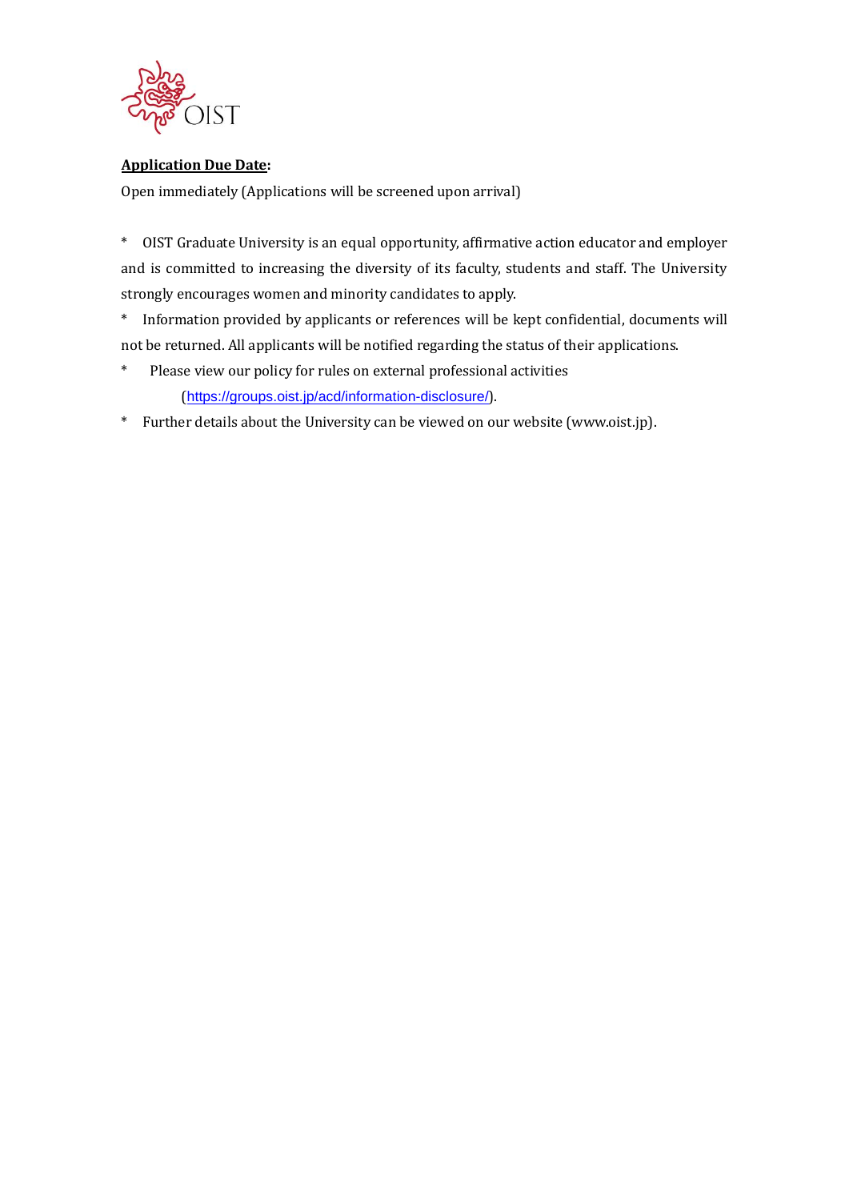**Application Due Date:**

Open immediately (Applications will be screened upon arrival)

* OIST Graduate University is an equal opportunity, affirmative action educator and employer and is committed to increasing the diversity of its faculty, students and staff. The University strongly encourages women and minority candidates to apply.

* Information provided by applicants or references will be kept confidential, documents will not be returned. All applicants will be notified regarding the status of their applications.

* Please view our policy for rules on external professional activities (https://groups.oist.jp/acd/information-disclosure/).

* Further details about the University can be viewed on our website (www.oist.jp).